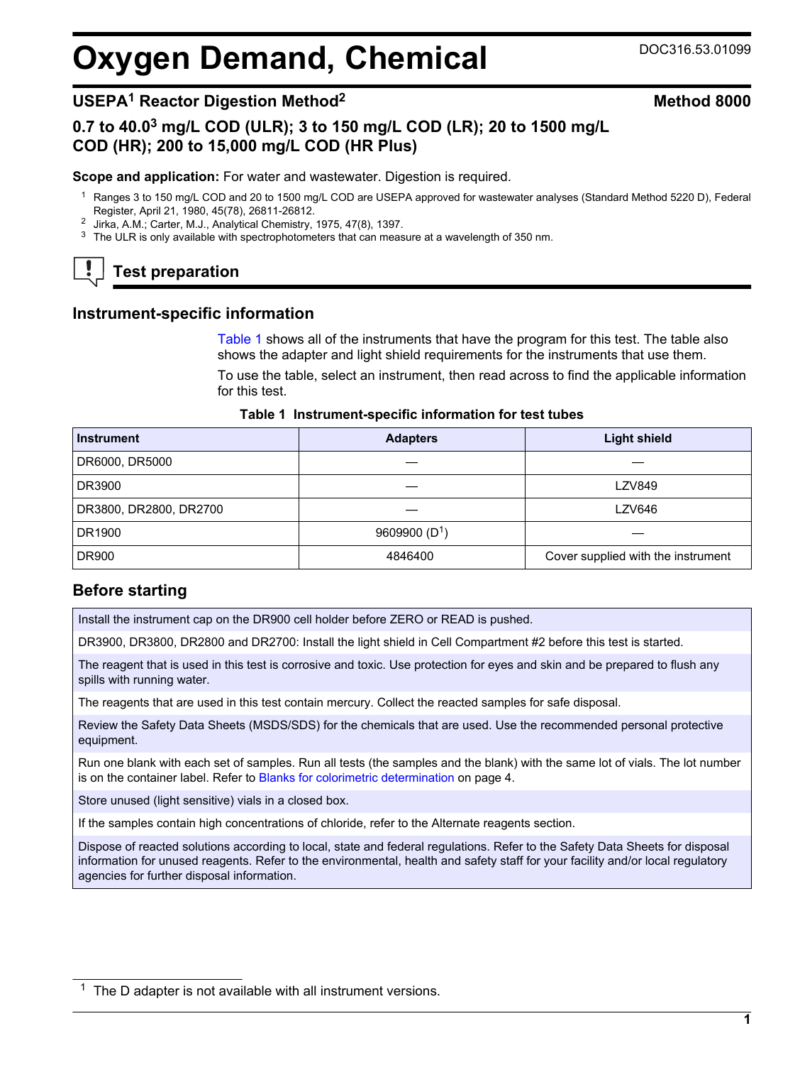# Oxygen Demand, Chemical

DOC316.53.01099

## USEPA[1] Reactor Digestion Method[2]

**Method 8000**

### 0.7 to 40.0[3] mg/L COD (ULR); 3 to 150 mg/L COD (LR); 20 to 1500 mg/L COD (HR); 200 to 15,000 mg/L COD (HR Plus)

**Scope and application:** For water and wastewater. Digestion is required.

[1] Ranges 3 to 150 mg/L COD and 20 to 1500 mg/L COD are USEPA approved for wastewater analyses (Standard Method 5220 D), Federal Register, April 21, 1980, 45(78), 26811-26812.
[2] Jirka, A.M.; Carter, M.J., Analytical Chemistry, 1975, 47(8), 1397.
[3] The ULR is only available with spectrophotometers that can measure at a wavelength of 350 nm.

## Test preparation

### Instrument-specific information

Table 1 shows all of the instruments that have the program for this test. The table also shows the adapter and light shield requirements for the instruments that use them.

To use the table, select an instrument, then read across to find the applicable information for this test.

**Table 1 Instrument-specific information for test tubes**

| Instrument | Adapters | Light shield |
|---|---|---|
| DR6000, DR5000 | — | — |
| DR3900 | — | LZV849 |
| DR3800, DR2800, DR2700 | — | LZV646 |
| DR1900 | 9609900 (D[1]) | — |
| DR900 | 4846400 | Cover supplied with the instrument |

### Before starting

- Install the instrument cap on the DR900 cell holder before ZERO or READ is pushed.
- DR3900, DR3800, DR2800 and DR2700: Install the light shield in Cell Compartment #2 before this test is started.
- The reagent that is used in this test is corrosive and toxic. Use protection for eyes and skin and be prepared to flush any spills with running water.
- The reagents that are used in this test contain mercury. Collect the reacted samples for safe disposal.
- Review the Safety Data Sheets (MSDS/SDS) for the chemicals that are used. Use the recommended personal protective equipment.
- Run one blank with each set of samples. Run all tests (the samples and the blank) with the same lot of vials. The lot number is on the container label. Refer to Blanks for colorimetric determination on page 4.
- Store unused (light sensitive) vials in a closed box.
- If the samples contain high concentrations of chloride, refer to the Alternate reagents section.
- Dispose of reacted solutions according to local, state and federal regulations. Refer to the Safety Data Sheets for disposal information for unused reagents. Refer to the environmental, health and safety staff for your facility and/or local regulatory agencies for further disposal information.

[1] The D adapter is not available with all instrument versions.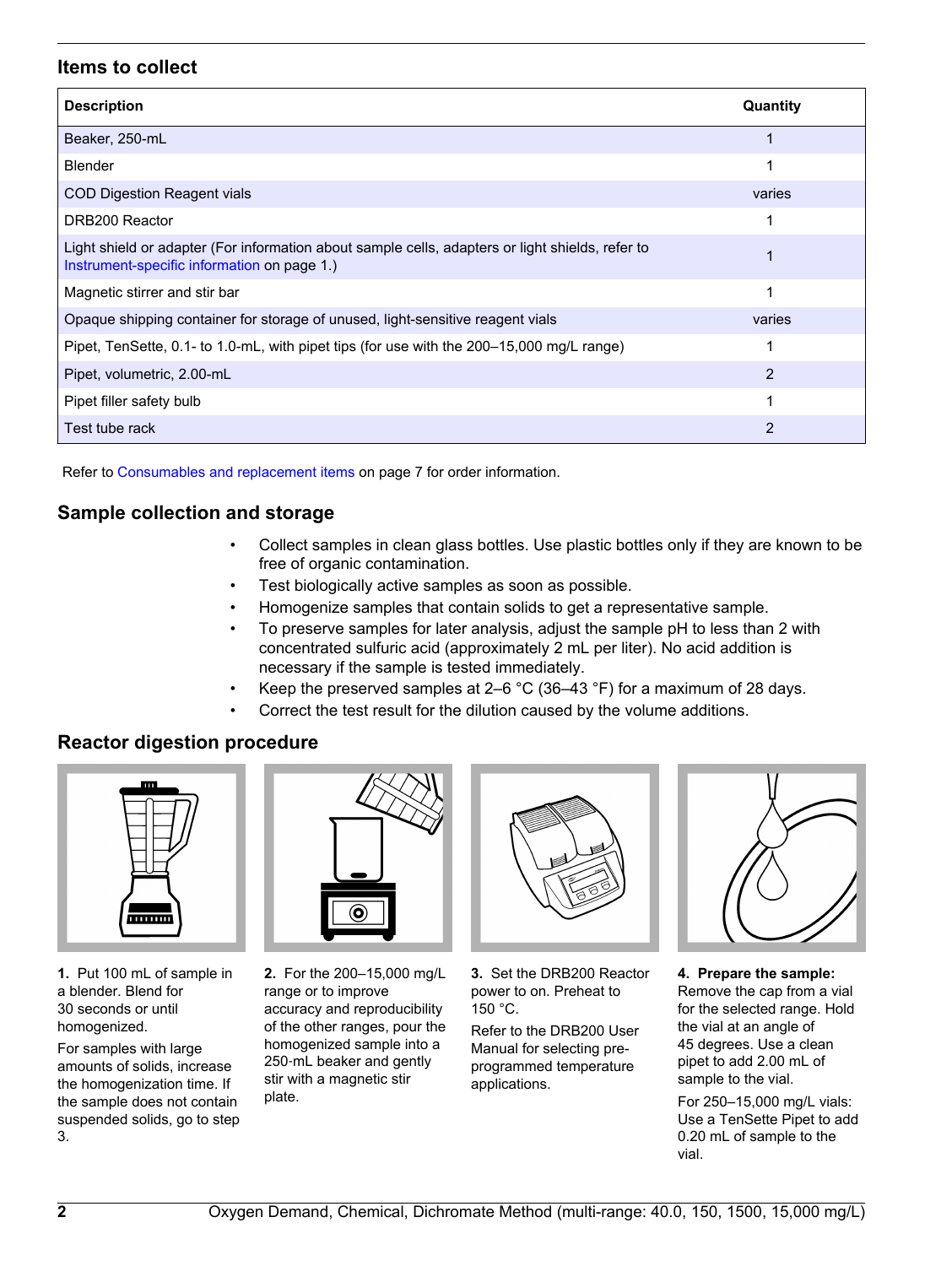## Items to collect

| Description | Quantity |
|---|---|
| Beaker, 250-mL | 1 |
| Blender | 1 |
| COD Digestion Reagent vials | varies |
| DRB200 Reactor | 1 |
| Light shield or adapter (For information about sample cells, adapters or light shields, refer to Instrument-specific information on page 1.) | 1 |
| Magnetic stirrer and stir bar | 1 |
| Opaque shipping container for storage of unused, light-sensitive reagent vials | varies |
| Pipet, TenSette, 0.1- to 1.0-mL, with pipet tips (for use with the 200–15,000 mg/L range) | 1 |
| Pipet, volumetric, 2.00-mL | 2 |
| Pipet filler safety bulb | 1 |
| Test tube rack | 2 |

Refer to Consumables and replacement items on page 7 for order information.

## Sample collection and storage

- Collect samples in clean glass bottles. Use plastic bottles only if they are known to be free of organic contamination.
- Test biologically active samples as soon as possible.
- Homogenize samples that contain solids to get a representative sample.
- To preserve samples for later analysis, adjust the sample pH to less than 2 with concentrated sulfuric acid (approximately 2 mL per liter). No acid addition is necessary if the sample is tested immediately.
- Keep the preserved samples at 2–6 °C (36–43 °F) for a maximum of 28 days.
- Correct the test result for the dilution caused by the volume additions.

## Reactor digestion procedure

**1.** Put 100 mL of sample in a blender. Blend for 30 seconds or until homogenized.

For samples with large amounts of solids, increase the homogenization time. If the sample does not contain suspended solids, go to step 3.

**2.** For the 200–15,000 mg/L range or to improve accuracy and reproducibility of the other ranges, pour the homogenized sample into a 250-mL beaker and gently stir with a magnetic stir plate.

**3.** Set the DRB200 Reactor power to on. Preheat to 150 °C.

Refer to the DRB200 User Manual for selecting pre-programmed temperature applications.

**4. Prepare the sample:** Remove the cap from a vial for the selected range. Hold the vial at an angle of 45 degrees. Use a clean pipet to add 2.00 mL of sample to the vial.

For 250–15,000 mg/L vials: Use a TenSette Pipet to add 0.20 mL of sample to the vial.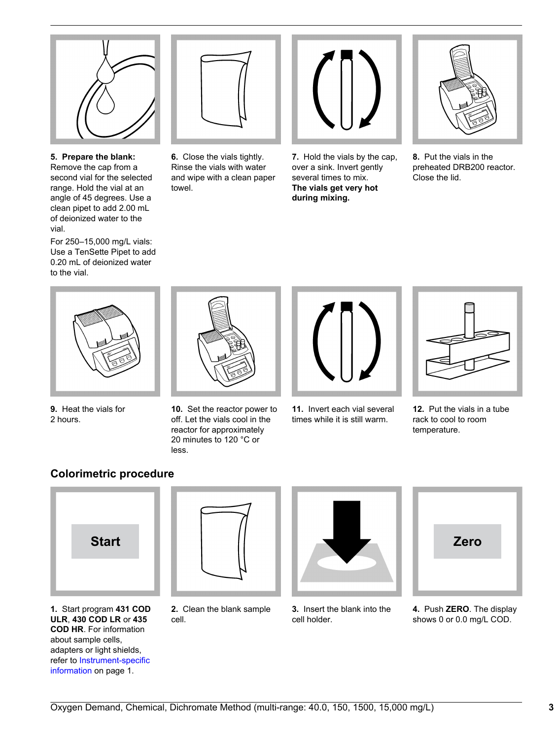**5. Prepare the blank:** Remove the cap from a second vial for the selected range. Hold the vial at an angle of 45 degrees. Use a clean pipet to add 2.00 mL of deionized water to the vial.

For 250–15,000 mg/L vials: Use a TenSette Pipet to add 0.20 mL of deionized water to the vial.

**6.** Close the vials tightly. Rinse the vials with water and wipe with a clean paper towel.

**7.** Hold the vials by the cap, over a sink. Invert gently several times to mix. **The vials get very hot during mixing.**

**8.** Put the vials in the preheated DRB200 reactor. Close the lid.

**9.** Heat the vials for 2 hours.

**10.** Set the reactor power to off. Let the vials cool in the reactor for approximately 20 minutes to 120 °C or less.

**11.** Invert each vial several times while it is still warm.

**12.** Put the vials in a tube rack to cool to room temperature.

## Colorimetric procedure

Start

Zero

**1.** Start program **431 COD ULR**, **430 COD LR** or **435 COD HR**. For information about sample cells, adapters or light shields, refer to Instrument-specific information on page 1.

**2.** Clean the blank sample cell.

**3.** Insert the blank into the cell holder.

**4.** Push **ZERO**. The display shows 0 or 0.0 mg/L COD.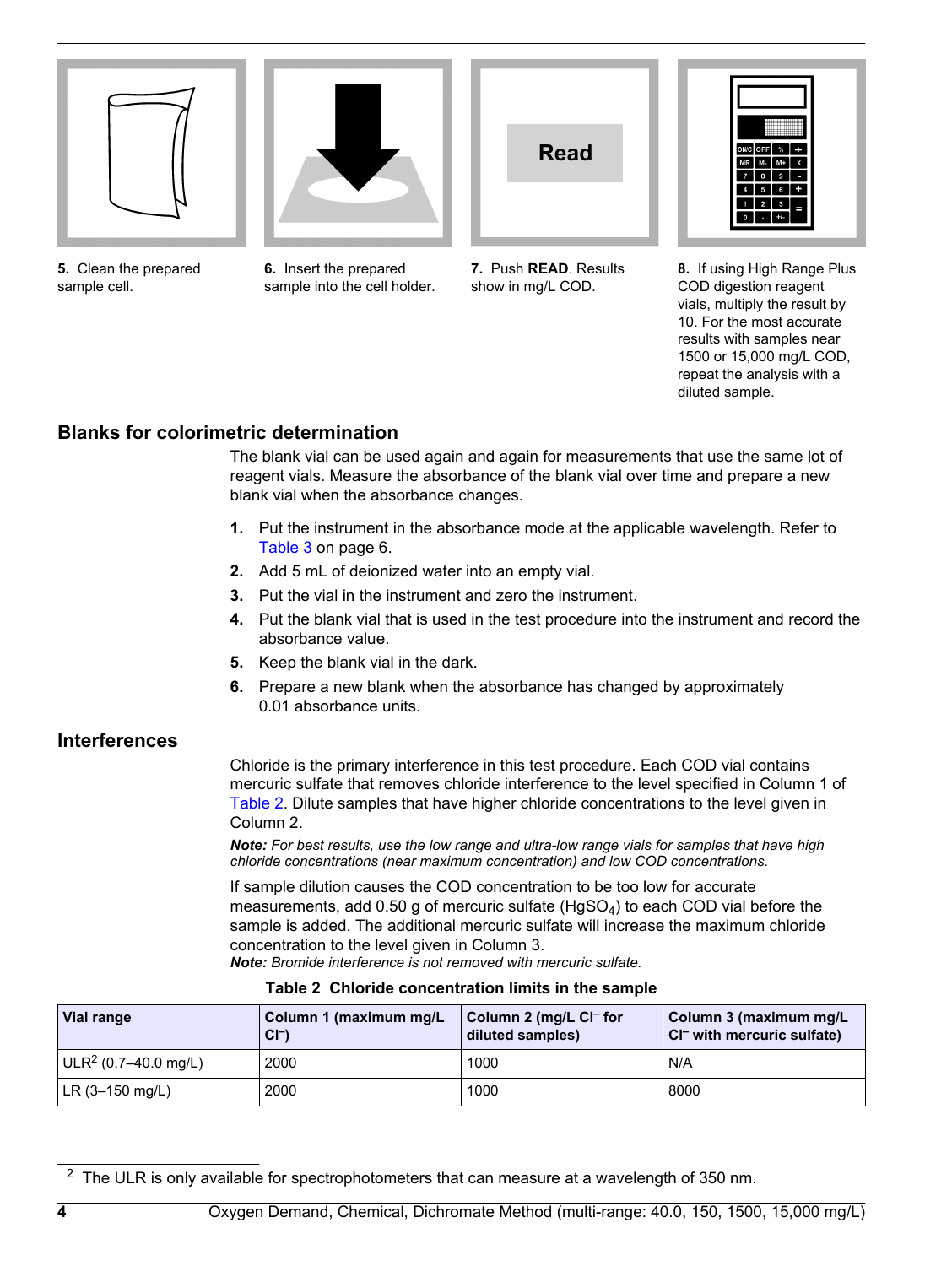5. Clean the prepared sample cell.

6. Insert the prepared sample into the cell holder.

7. Push **READ**. Results show in mg/L COD.

8. If using High Range Plus COD digestion reagent vials, multiply the result by 10. For the most accurate results with samples near 1500 or 15,000 mg/L COD, repeat the analysis with a diluted sample.

## Blanks for colorimetric determination

The blank vial can be used again and again for measurements that use the same lot of reagent vials. Measure the absorbance of the blank vial over time and prepare a new blank vial when the absorbance changes.

1. Put the instrument in the absorbance mode at the applicable wavelength. Refer to Table 3 on page 6.
2. Add 5 mL of deionized water into an empty vial.
3. Put the vial in the instrument and zero the instrument.
4. Put the blank vial that is used in the test procedure into the instrument and record the absorbance value.
5. Keep the blank vial in the dark.
6. Prepare a new blank when the absorbance has changed by approximately 0.01 absorbance units.

## Interferences

Chloride is the primary interference in this test procedure. Each COD vial contains mercuric sulfate that removes chloride interference to the level specified in Column 1 of Table 2. Dilute samples that have higher chloride concentrations to the level given in Column 2.

***Note:*** *For best results, use the low range and ultra-low range vials for samples that have high chloride concentrations (near maximum concentration) and low COD concentrations.*

If sample dilution causes the COD concentration to be too low for accurate measurements, add 0.50 g of mercuric sulfate ($HgSO_4$) to each COD vial before the sample is added. The additional mercuric sulfate will increase the maximum chloride concentration to the level given in Column 3.

***Note:*** *Bromide interference is not removed with mercuric sulfate.*

**Table 2 Chloride concentration limits in the sample**

| Vial range | Column 1 (maximum mg/L $Cl^-$) | Column 2 (mg/L $Cl^-$ for diluted samples) | Column 3 (maximum mg/L $Cl^-$ with mercuric sulfate) |
|---|---|---|---|
| ULR[2] (0.7–40.0 mg/L) | 2000 | 1000 | N/A |
| LR (3–150 mg/L) | 2000 | 1000 | 8000 |

[2] The ULR is only available for spectrophotometers that can measure at a wavelength of 350 nm.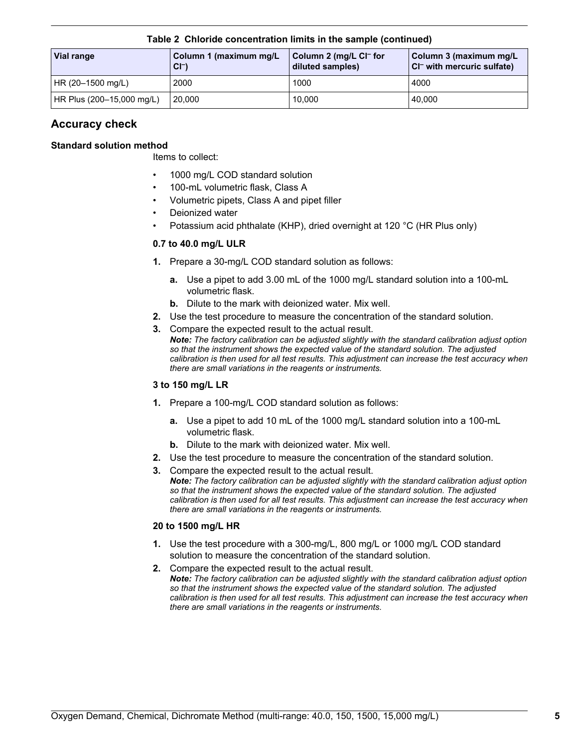**Table 2 Chloride concentration limits in the sample (continued)**

| Vial range | Column 1 (maximum mg/L $Cl^-$) | Column 2 (mg/L $Cl^-$ for diluted samples) | Column 3 (maximum mg/L $Cl^-$ with mercuric sulfate) |
| --- | --- | --- | --- |
| HR (20–1500 mg/L) | 2000 | 1000 | 4000 |
| HR Plus (200–15,000 mg/L) | 20,000 | 10,000 | 40,000 |

## Accuracy check

### Standard solution method

Items to collect:

- 1000 mg/L COD standard solution
- 100-mL volumetric flask, Class A
- Volumetric pipets, Class A and pipet filler
- Deionized water
- Potassium acid phthalate (KHP), dried overnight at 120 °C (HR Plus only)

#### 0.7 to 40.0 mg/L ULR

1. Prepare a 30-mg/L COD standard solution as follows:
   a. Use a pipet to add 3.00 mL of the 1000 mg/L standard solution into a 100-mL volumetric flask.
   b. Dilute to the mark with deionized water. Mix well.
2. Use the test procedure to measure the concentration of the standard solution.
3. Compare the expected result to the actual result.
   ***Note:** The factory calibration can be adjusted slightly with the standard calibration adjust option so that the instrument shows the expected value of the standard solution. The adjusted calibration is then used for all test results. This adjustment can increase the test accuracy when there are small variations in the reagents or instruments.*

#### 3 to 150 mg/L LR

1. Prepare a 100-mg/L COD standard solution as follows:
   a. Use a pipet to add 10 mL of the 1000 mg/L standard solution into a 100-mL volumetric flask.
   b. Dilute to the mark with deionized water. Mix well.
2. Use the test procedure to measure the concentration of the standard solution.
3. Compare the expected result to the actual result.
   ***Note:** The factory calibration can be adjusted slightly with the standard calibration adjust option so that the instrument shows the expected value of the standard solution. The adjusted calibration is then used for all test results. This adjustment can increase the test accuracy when there are small variations in the reagents or instruments.*

#### 20 to 1500 mg/L HR

1. Use the test procedure with a 300-mg/L, 800 mg/L or 1000 mg/L COD standard solution to measure the concentration of the standard solution.
2. Compare the expected result to the actual result.
   ***Note:** The factory calibration can be adjusted slightly with the standard calibration adjust option so that the instrument shows the expected value of the standard solution. The adjusted calibration is then used for all test results. This adjustment can increase the test accuracy when there are small variations in the reagents or instruments.*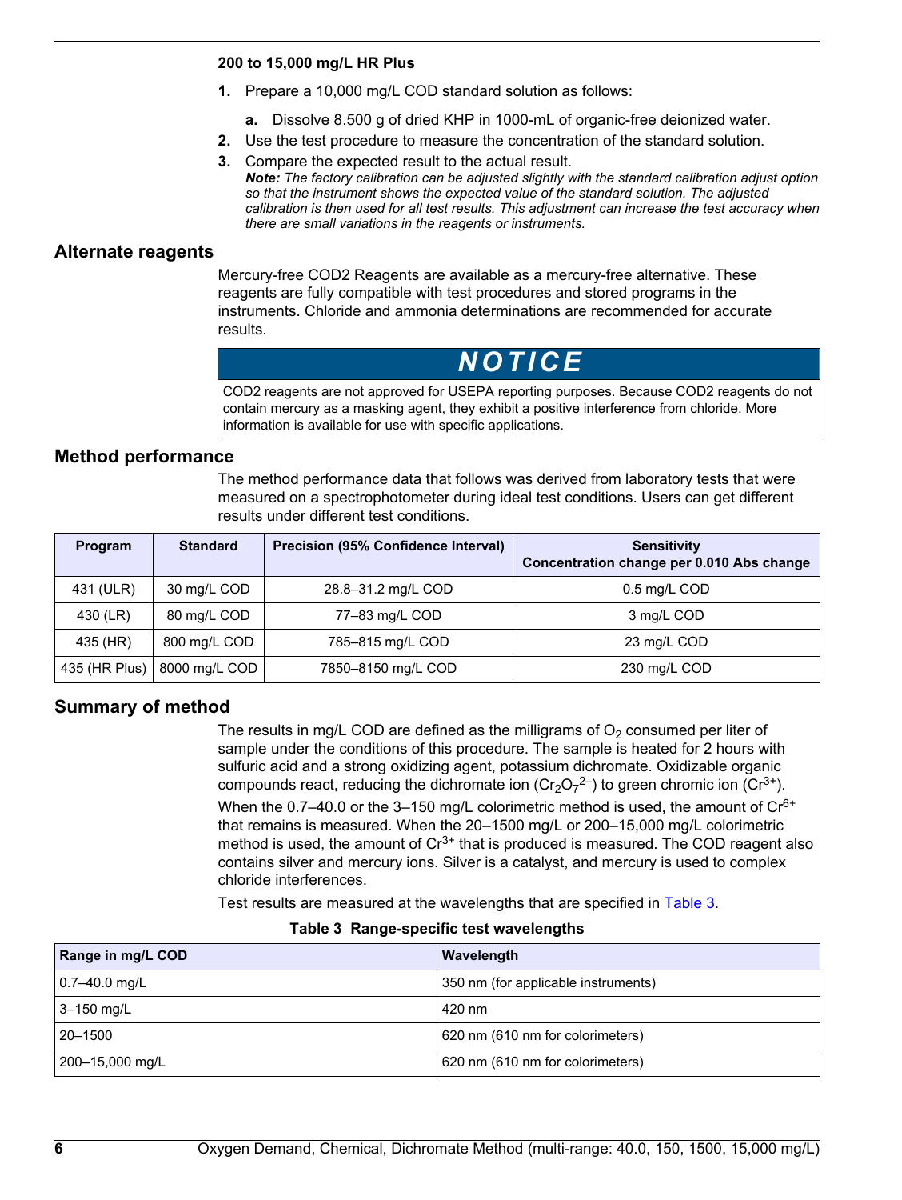**200 to 15,000 mg/L HR Plus**

1. Prepare a 10,000 mg/L COD standard solution as follows:
   a. Dissolve 8.500 g of dried KHP in 1000-mL of organic-free deionized water.
2. Use the test procedure to measure the concentration of the standard solution.
3. Compare the expected result to the actual result.
   ***Note:*** *The factory calibration can be adjusted slightly with the standard calibration adjust option so that the instrument shows the expected value of the standard solution. The adjusted calibration is then used for all test results. This adjustment can increase the test accuracy when there are small variations in the reagents or instruments.*

## Alternate reagents

Mercury-free COD2 Reagents are available as a mercury-free alternative. These reagents are fully compatible with test procedures and stored programs in the instruments. Chloride and ammonia determinations are recommended for accurate results.

**NOTICE**

COD2 reagents are not approved for USEPA reporting purposes. Because COD2 reagents do not contain mercury as a masking agent, they exhibit a positive interference from chloride. More information is available for use with specific applications.

## Method performance

The method performance data that follows was derived from laboratory tests that were measured on a spectrophotometer during ideal test conditions. Users can get different results under different test conditions.

| Program | Standard | Precision (95% Confidence Interval) | Sensitivity Concentration change per 0.010 Abs change |
|---|---|---|---|
| 431 (ULR) | 30 mg/L COD | 28.8–31.2 mg/L COD | 0.5 mg/L COD |
| 430 (LR) | 80 mg/L COD | 77–83 mg/L COD | 3 mg/L COD |
| 435 (HR) | 800 mg/L COD | 785–815 mg/L COD | 23 mg/L COD |
| 435 (HR Plus) | 8000 mg/L COD | 7850–8150 mg/L COD | 230 mg/L COD |

## Summary of method

The results in mg/L COD are defined as the milligrams of $O_2$ consumed per liter of sample under the conditions of this procedure. The sample is heated for 2 hours with sulfuric acid and a strong oxidizing agent, potassium dichromate. Oxidizable organic compounds react, reducing the dichromate ion ($Cr_2O_7^{2-}$) to green chromic ion ($Cr^{3+}$). When the 0.7–40.0 or the 3–150 mg/L colorimetric method is used, the amount of $Cr^{6+}$ that remains is measured. When the 20–1500 mg/L or 200–15,000 mg/L colorimetric method is used, the amount of $Cr^{3+}$ that is produced is measured. The COD reagent also contains silver and mercury ions. Silver is a catalyst, and mercury is used to complex chloride interferences.

Test results are measured at the wavelengths that are specified in Table 3.

**Table 3 Range-specific test wavelengths**

| Range in mg/L COD | Wavelength |
|---|---|
| 0.7–40.0 mg/L | 350 nm (for applicable instruments) |
| 3–150 mg/L | 420 nm |
| 20–1500 | 620 nm (610 nm for colorimeters) |
| 200–15,000 mg/L | 620 nm (610 nm for colorimeters) |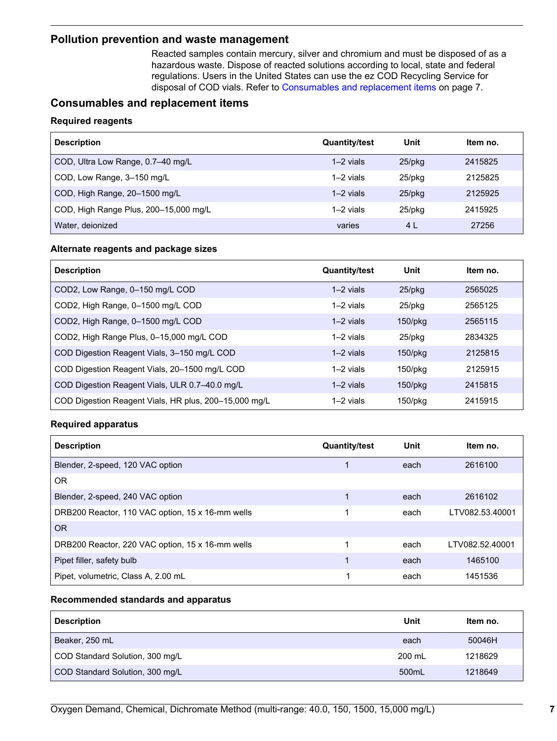## Pollution prevention and waste management

Reacted samples contain mercury, silver and chromium and must be disposed of as a hazardous waste. Dispose of reacted solutions according to local, state and federal regulations. Users in the United States can use the ez COD Recycling Service for disposal of COD vials. Refer to Consumables and replacement items on page 7.

## Consumables and replacement items

### Required reagents

| Description | Quantity/test | Unit | Item no. |
|---|---|---|---|
| COD, Ultra Low Range, 0.7–40 mg/L | 1–2 vials | 25/pkg | 2415825 |
| COD, Low Range, 3–150 mg/L | 1–2 vials | 25/pkg | 2125825 |
| COD, High Range, 20–1500 mg/L | 1–2 vials | 25/pkg | 2125925 |
| COD, High Range Plus, 200–15,000 mg/L | 1–2 vials | 25/pkg | 2415925 |
| Water, deionized | varies | 4 L | 27256 |

### Alternate reagents and package sizes

| Description | Quantity/test | Unit | Item no. |
|---|---|---|---|
| COD2, Low Range, 0–150 mg/L COD | 1–2 vials | 25/pkg | 2565025 |
| COD2, High Range, 0–1500 mg/L COD | 1–2 vials | 25/pkg | 2565125 |
| COD2, High Range, 0–1500 mg/L COD | 1–2 vials | 150/pkg | 2565115 |
| COD2, High Range Plus, 0–15,000 mg/L COD | 1–2 vials | 25/pkg | 2834325 |
| COD Digestion Reagent Vials, 3–150 mg/L COD | 1–2 vials | 150/pkg | 2125815 |
| COD Digestion Reagent Vials, 20–1500 mg/L COD | 1–2 vials | 150/pkg | 2125915 |
| COD Digestion Reagent Vials, ULR 0.7–40.0 mg/L | 1–2 vials | 150/pkg | 2415815 |
| COD Digestion Reagent Vials, HR plus, 200–15,000 mg/L | 1–2 vials | 150/pkg | 2415915 |

### Required apparatus

| Description | Quantity/test | Unit | Item no. |
|---|---|---|---|
| Blender, 2-speed, 120 VAC option | 1 | each | 2616100 |
| OR | | | |
| Blender, 2-speed, 240 VAC option | 1 | each | 2616102 |
| DRB200 Reactor, 110 VAC option, 15 x 16-mm wells | 1 | each | LTV082.53.40001 |
| OR | | | |
| DRB200 Reactor, 220 VAC option, 15 x 16-mm wells | 1 | each | LTV082.52.40001 |
| Pipet filler, safety bulb | 1 | each | 1465100 |
| Pipet, volumetric, Class A, 2.00 mL | 1 | each | 1451536 |

### Recommended standards and apparatus

| Description | Unit | Item no. |
|---|---|---|
| Beaker, 250 mL | each | 50046H |
| COD Standard Solution, 300 mg/L | 200 mL | 1218629 |
| COD Standard Solution, 300 mg/L | 500mL | 1218649 |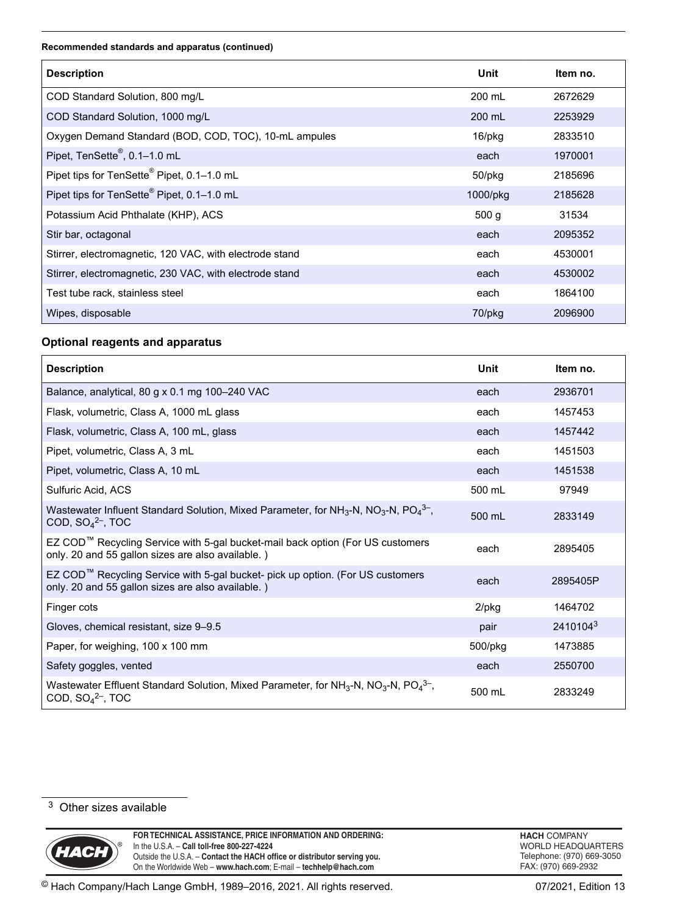**Recommended standards and apparatus (continued)**

| Description | Unit | Item no. |
|---|---|---|
| COD Standard Solution, 800 mg/L | 200 mL | 2672629 |
| COD Standard Solution, 1000 mg/L | 200 mL | 2253929 |
| Oxygen Demand Standard (BOD, COD, TOC), 10-mL ampules | 16/pkg | 2833510 |
| Pipet, TenSette®, 0.1–1.0 mL | each | 1970001 |
| Pipet tips for TenSette® Pipet, 0.1–1.0 mL | 50/pkg | 2185696 |
| Pipet tips for TenSette® Pipet, 0.1–1.0 mL | 1000/pkg | 2185628 |
| Potassium Acid Phthalate (KHP), ACS | 500 g | 31534 |
| Stir bar, octagonal | each | 2095352 |
| Stirrer, electromagnetic, 120 VAC, with electrode stand | each | 4530001 |
| Stirrer, electromagnetic, 230 VAC, with electrode stand | each | 4530002 |
| Test tube rack, stainless steel | each | 1864100 |
| Wipes, disposable | 70/pkg | 2096900 |

### Optional reagents and apparatus

| Description | Unit | Item no. |
|---|---|---|
| Balance, analytical, 80 g x 0.1 mg 100–240 VAC | each | 2936701 |
| Flask, volumetric, Class A, 1000 mL glass | each | 1457453 |
| Flask, volumetric, Class A, 100 mL, glass | each | 1457442 |
| Pipet, volumetric, Class A, 3 mL | each | 1451503 |
| Pipet, volumetric, Class A, 10 mL | each | 1451538 |
| Sulfuric Acid, ACS | 500 mL | 97949 |
| Wastewater Influent Standard Solution, Mixed Parameter, for $NH_3$-N, $NO_3$-N, $PO_4^{3-}$, COD, $SO_4^{2-}$, TOC | 500 mL | 2833149 |
| EZ COD™ Recycling Service with 5-gal bucket-mail back option (For US customers only. 20 and 55 gallon sizes are also available. ) | each | 2895405 |
| EZ COD™ Recycling Service with 5-gal bucket- pick up option. (For US customers only. 20 and 55 gallon sizes are also available. ) | each | 2895405P |
| Finger cots | 2/pkg | 1464702 |
| Gloves, chemical resistant, size 9–9.5 | pair | 2410104[3] |
| Paper, for weighing, 100 x 100 mm | 500/pkg | 1473885 |
| Safety goggles, vented | each | 2550700 |
| Wastewater Effluent Standard Solution, Mixed Parameter, for $NH_3$-N, $NO_3$-N, $PO_4^{3-}$, COD, $SO_4^{2-}$, TOC | 500 mL | 2833249 |

[3] Other sizes available

**FOR TECHNICAL ASSISTANCE, PRICE INFORMATION AND ORDERING:**
In the U.S.A. – **Call toll-free 800-227-4224**
Outside the U.S.A. – **Contact the HACH office or distributor serving you.**
On the Worldwide Web – **www.hach.com**; E-mail – **techhelp@hach.com**

**HACH** COMPANY
WORLD HEADQUARTERS
Telephone: (970) 669-3050
FAX: (970) 669-2932

© Hach Company/Hach Lange GmbH, 1989–2016, 2021. All rights reserved.

07/2021, Edition 13